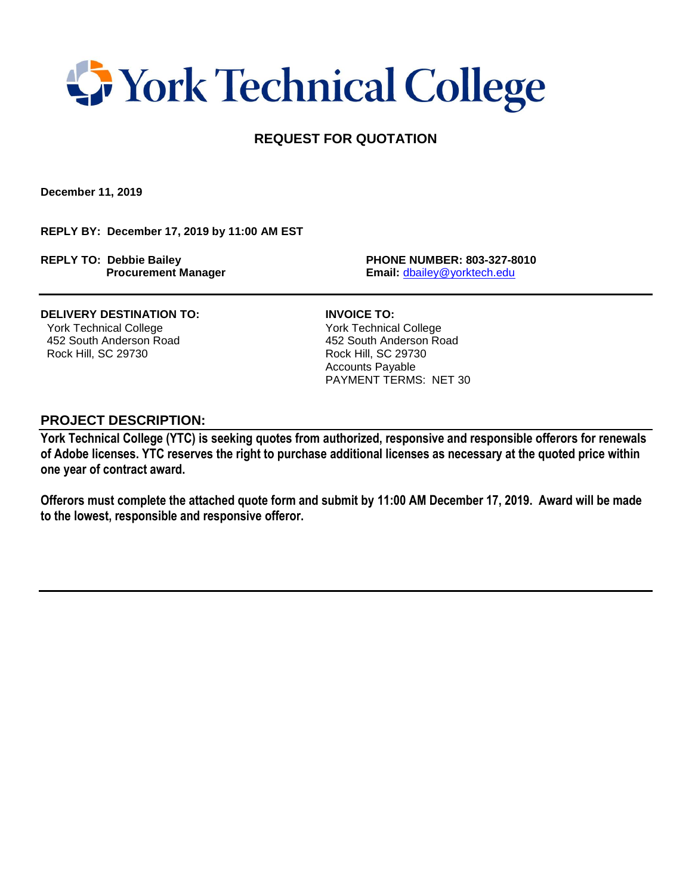# York Technical College

## REQUEST FOR QUOTATION

**December 11, 2019**

**REPLY BY: December 17, 2019 by 11:00 AM EST**

**REPLY TO: Debbie Bailey**
**Procurement Manager**

**PHONE NUMBER: 803-327-8010**
**Email:** dbailey@yorktech.edu

---

**DELIVERY DESTINATION TO:**
York Technical College
452 South Anderson Road
Rock Hill, SC 29730

**INVOICE TO:**
York Technical College
452 South Anderson Road
Rock Hill, SC 29730
Accounts Payable
PAYMENT TERMS: NET 30

## PROJECT DESCRIPTION:

**York Technical College (YTC) is seeking quotes from authorized, responsive and responsible offerors for renewals of Adobe licenses. YTC reserves the right to purchase additional licenses as necessary at the quoted price within one year of contract award.**

**Offerors must complete the attached quote form and submit by 11:00 AM December 17, 2019. Award will be made to the lowest, responsible and responsive offeror.**

---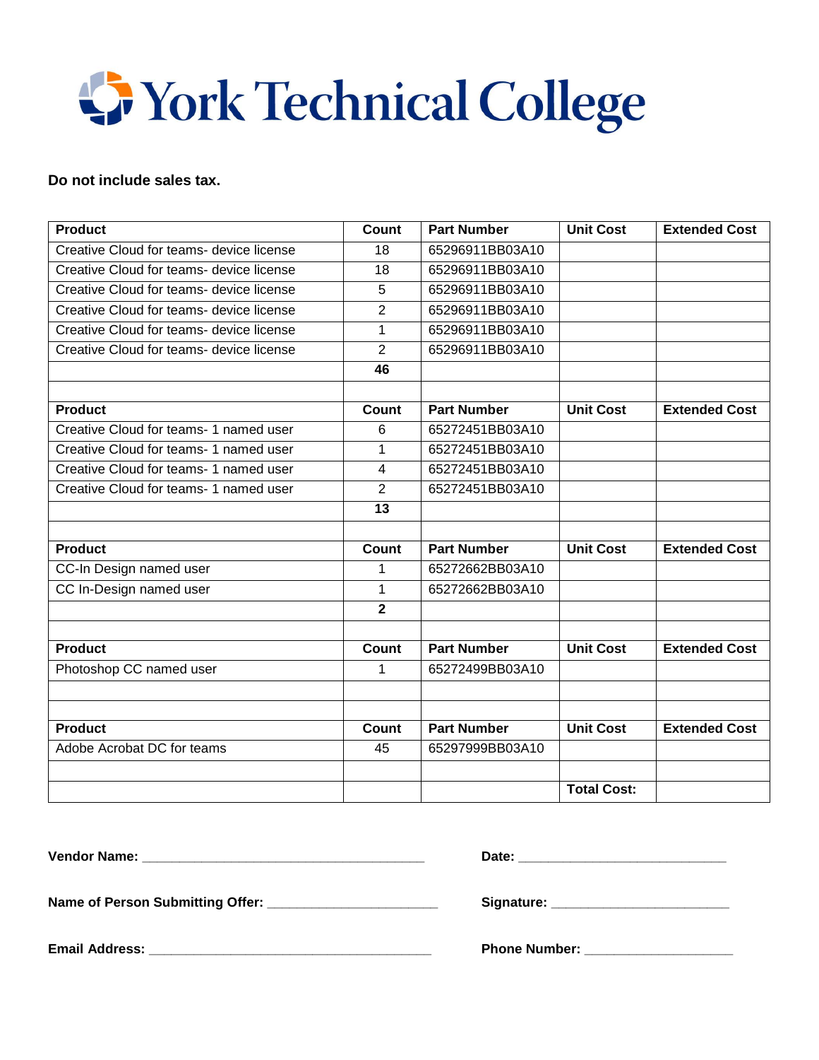# York Technical College

**Do not include sales tax.**

| Product | Count | Part Number | Unit Cost | Extended Cost |
|---|---|---|---|---|
| Creative Cloud for teams- device license | 18 | 65296911BB03A10 | | |
| Creative Cloud for teams- device license | 18 | 65296911BB03A10 | | |
| Creative Cloud for teams- device license | 5 | 65296911BB03A10 | | |
| Creative Cloud for teams- device license | 2 | 65296911BB03A10 | | |
| Creative Cloud for teams- device license | 1 | 65296911BB03A10 | | |
| Creative Cloud for teams- device license | 2 | 65296911BB03A10 | | |
| | **46** | | | |
| | | | | |
| **Product** | **Count** | **Part Number** | **Unit Cost** | **Extended Cost** |
| Creative Cloud for teams- 1 named user | 6 | 65272451BB03A10 | | |
| Creative Cloud for teams- 1 named user | 1 | 65272451BB03A10 | | |
| Creative Cloud for teams- 1 named user | 4 | 65272451BB03A10 | | |
| Creative Cloud for teams- 1 named user | 2 | 65272451BB03A10 | | |
| | **13** | | | |
| | | | | |
| **Product** | **Count** | **Part Number** | **Unit Cost** | **Extended Cost** |
| CC-In Design named user | 1 | 65272662BB03A10 | | |
| CC In-Design named user | 1 | 65272662BB03A10 | | |
| | **2** | | | |
| | | | | |
| **Product** | **Count** | **Part Number** | **Unit Cost** | **Extended Cost** |
| Photoshop CC named user | 1 | 65272499BB03A10 | | |
| | | | | |
| | | | | |
| **Product** | **Count** | **Part Number** | **Unit Cost** | **Extended Cost** |
| Adobe Acrobat DC for teams | 45 | 65297999BB03A10 | | |
| | | | | |
| | | | **Total Cost:** | |

**Vendor Name:** ______________________________________ **Date:** ____________________________

**Name of Person Submitting Offer:** ______________________ **Signature:** ________________________

**Email Address:** ______________________________________ **Phone Number:** ____________________